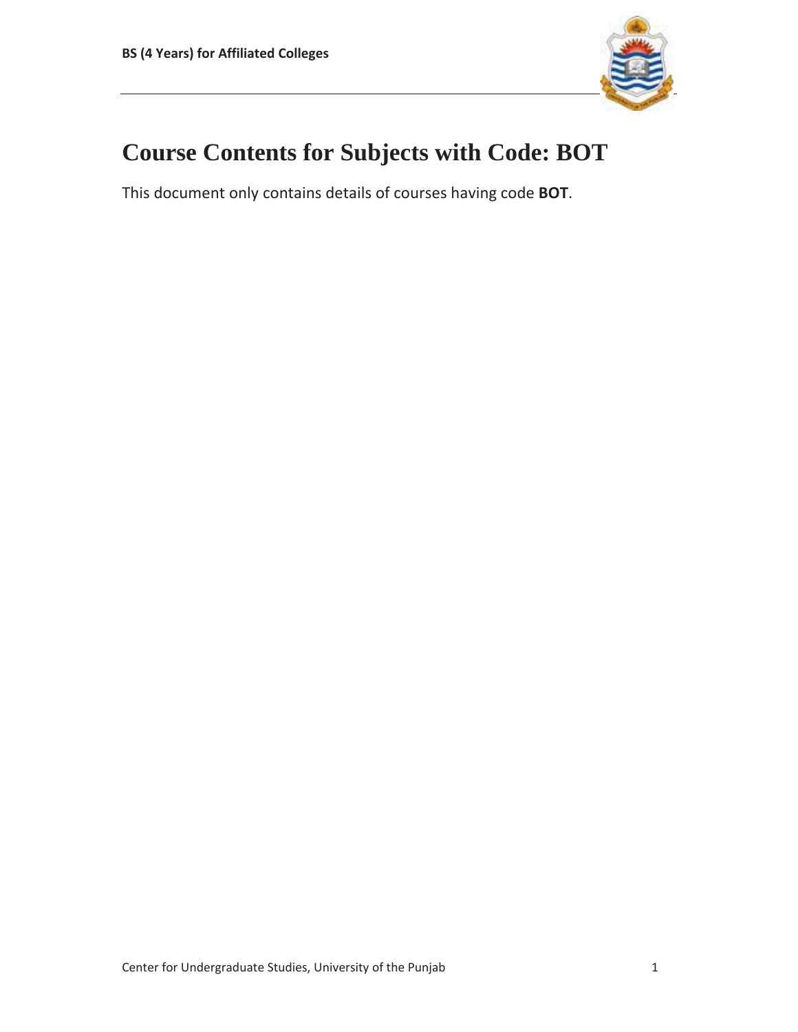# Course Contents for Subjects with Code: BOT

This document only contains details of courses having code **BOT**.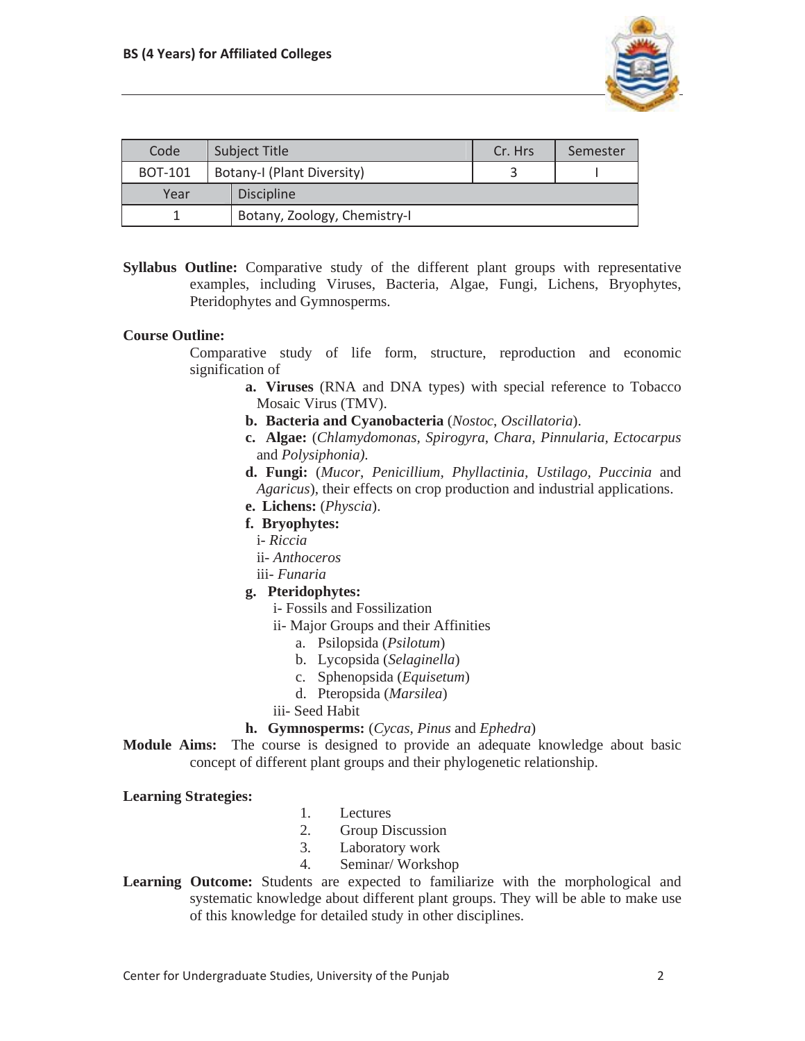| Code | Subject Title | Cr. Hrs | Semester |
|---|---|---|---|
| BOT-101 | Botany-I (Plant Diversity) | 3 | I |
| Year | Discipline | | |
| 1 | Botany, Zoology, Chemistry-I | | |

**Syllabus Outline:** Comparative study of the different plant groups with representative examples, including Viruses, Bacteria, Algae, Fungi, Lichens, Bryophytes, Pteridophytes and Gymnosperms.

**Course Outline:**

Comparative study of life form, structure, reproduction and economic signification of

- **a. Viruses** (RNA and DNA types) with special reference to Tobacco Mosaic Virus (TMV).
- **b. Bacteria and Cyanobacteria** (*Nostoc*, *Oscillatoria*).
- **c. Algae:** (*Chlamydomonas, Spirogyra, Chara, Pinnularia, Ectocarpus* and *Polysiphonia).*
- **d. Fungi:** (*Mucor*, *Penicillium, Phyllactinia*, *Ustilago, Puccinia* and *Agaricus*), their effects on crop production and industrial applications.
- **e. Lichens:** (*Physcia*).
- **f. Bryophytes:**
  - i- *Riccia*
  - ii- *Anthoceros*
  - iii- *Funaria*
- **g. Pteridophytes:**
  - i- Fossils and Fossilization
  - ii- Major Groups and their Affinities
    - a. Psilopsida (*Psilotum*)
    - b. Lycopsida (*Selaginella*)
    - c. Sphenopsida (*Equisetum*)
    - d. Pteropsida (*Marsilea*)
  - iii- Seed Habit
- **h. Gymnosperms:** (*Cycas, Pinus* and *Ephedra*)

**Module Aims:** The course is designed to provide an adequate knowledge about basic concept of different plant groups and their phylogenetic relationship.

**Learning Strategies:**

1. Lectures
2. Group Discussion
3. Laboratory work
4. Seminar/ Workshop

**Learning Outcome:** Students are expected to familiarize with the morphological and systematic knowledge about different plant groups. They will be able to make use of this knowledge for detailed study in other disciplines.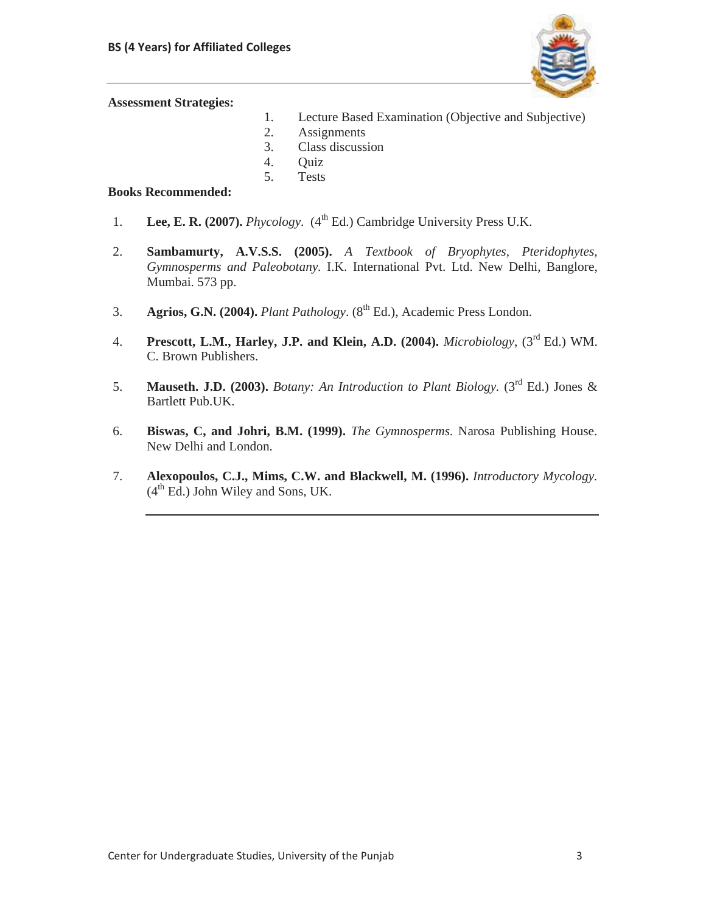**Assessment Strategies:**

1. Lecture Based Examination (Objective and Subjective)
2. Assignments
3. Class discussion
4. Quiz
5. Tests

**Books Recommended:**

1. **Lee, E. R. (2007).** *Phycology*. ($4^{th}$ Ed.) Cambridge University Press U.K.
2. **Sambamurty, A.V.S.S. (2005).** *A Textbook of Bryophytes, Pteridophytes, Gymnosperms and Paleobotany.* I.K. International Pvt. Ltd. New Delhi, Banglore, Mumbai. 573 pp.
3. **Agrios, G.N. (2004).** *Plant Pathology*. ($8^{th}$ Ed.), Academic Press London.
4. **Prescott, L.M., Harley, J.P. and Klein, A.D. (2004).** *Microbiology*, ($3^{rd}$ Ed.) WM. C. Brown Publishers.
5. **Mauseth. J.D. (2003).** *Botany: An Introduction to Plant Biology.* ($3^{rd}$ Ed.) Jones & Bartlett Pub.UK.
6. **Biswas, C, and Johri, B.M. (1999).** *The Gymnosperms.* Narosa Publishing House. New Delhi and London.
7. **Alexopoulos, C.J., Mims, C.W. and Blackwell, M. (1996).** *Introductory Mycology.* ($4^{th}$ Ed.) John Wiley and Sons, UK.